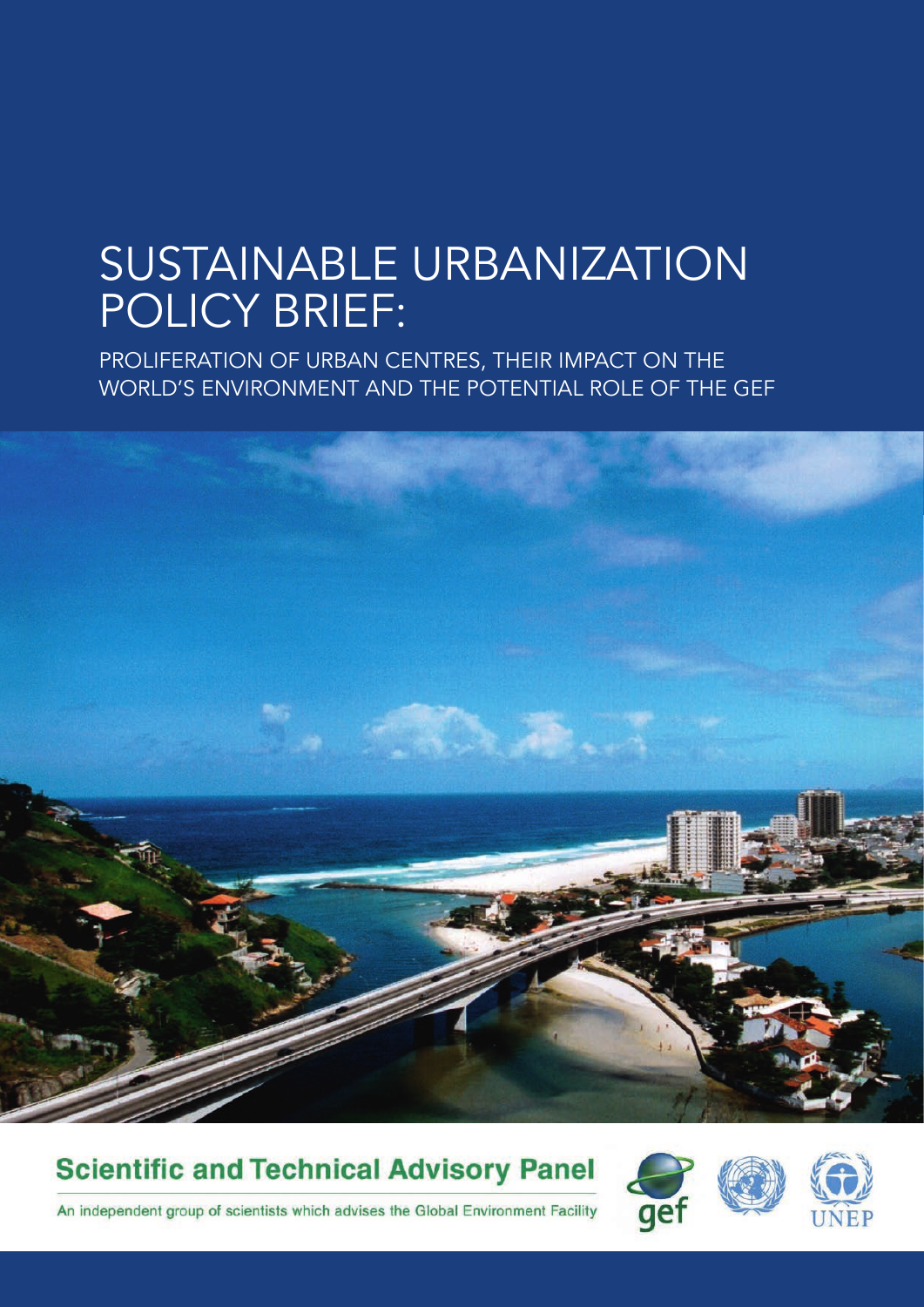# SUSTAINABLE URBANIZATION POLICY BRIEF:

PROLIFERATION OF URBAN CENTRES, THEIR IMPACT ON THE WORLD'S ENVIRONMENT AND THE POTENTIAL ROLE OF THE GEF

**Scientific and Technical Advisory Panel**

An independent group of scientists which advises the Global Environment Facility

gef

UNEP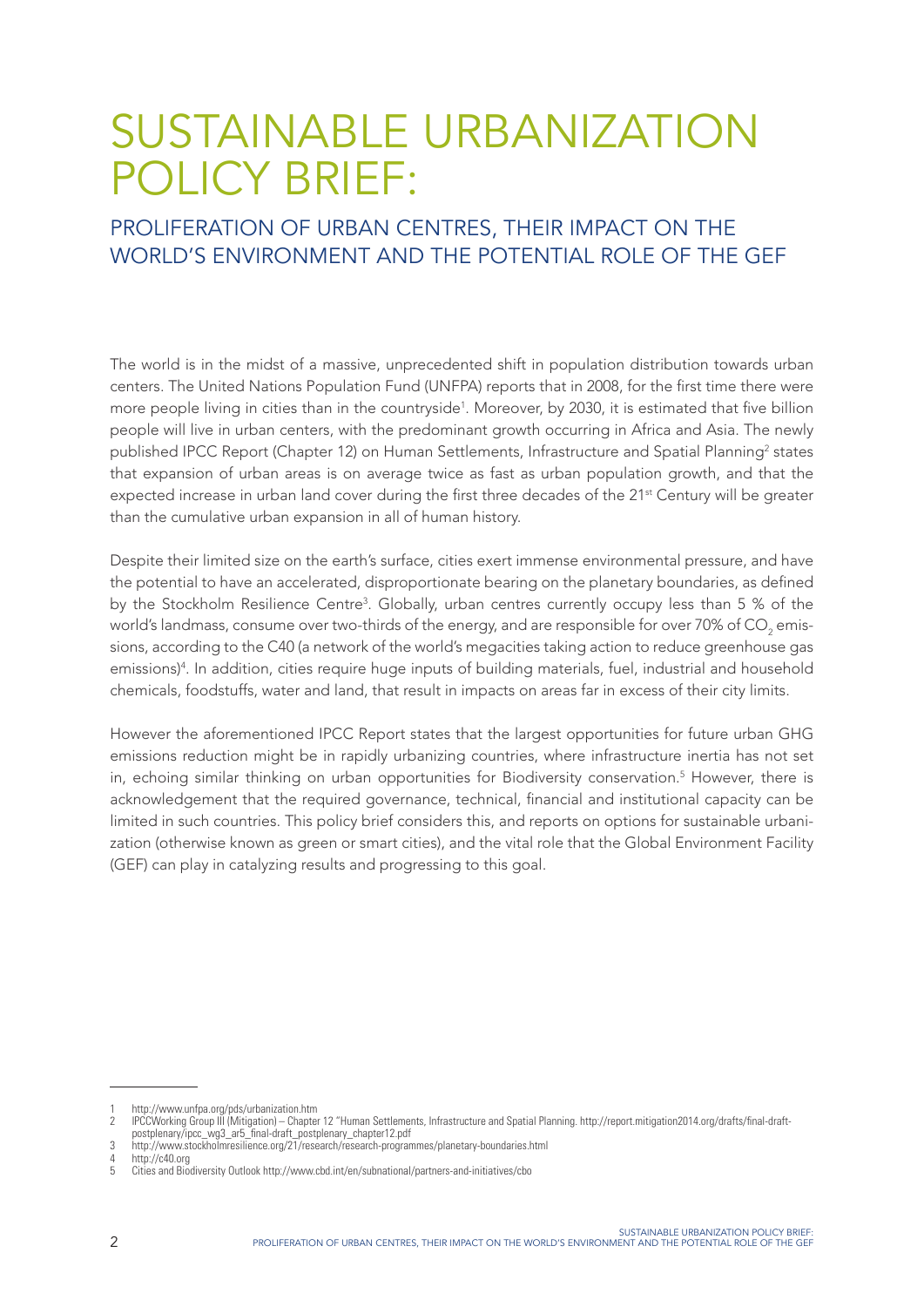# SUSTAINABLE URBANIZATION POLICY BRIEF:

## PROLIFERATION OF URBAN CENTRES, THEIR IMPACT ON THE WORLD'S ENVIRONMENT AND THE POTENTIAL ROLE OF THE GEF

The world is in the midst of a massive, unprecedented shift in population distribution towards urban centers. The United Nations Population Fund (UNFPA) reports that in 2008, for the first time there were more people living in cities than in the countryside[1]. Moreover, by 2030, it is estimated that five billion people will live in urban centers, with the predominant growth occurring in Africa and Asia. The newly published IPCC Report (Chapter 12) on Human Settlements, Infrastructure and Spatial Planning[2] states that expansion of urban areas is on average twice as fast as urban population growth, and that the expected increase in urban land cover during the first three decades of the 21st Century will be greater than the cumulative urban expansion in all of human history.

Despite their limited size on the earth's surface, cities exert immense environmental pressure, and have the potential to have an accelerated, disproportionate bearing on the planetary boundaries, as defined by the Stockholm Resilience Centre[3]. Globally, urban centres currently occupy less than 5 % of the world's landmass, consume over two-thirds of the energy, and are responsible for over 70% of $CO_2$ emissions, according to the C40 (a network of the world's megacities taking action to reduce greenhouse gas emissions)[4]. In addition, cities require huge inputs of building materials, fuel, industrial and household chemicals, foodstuffs, water and land, that result in impacts on areas far in excess of their city limits.

However the aforementioned IPCC Report states that the largest opportunities for future urban GHG emissions reduction might be in rapidly urbanizing countries, where infrastructure inertia has not set in, echoing similar thinking on urban opportunities for Biodiversity conservation.[5] However, there is acknowledgement that the required governance, technical, financial and institutional capacity can be limited in such countries. This policy brief considers this, and reports on options for sustainable urbanization (otherwise known as green or smart cities), and the vital role that the Global Environment Facility (GEF) can play in catalyzing results and progressing to this goal.

---

1 http://www.unfpa.org/pds/urbanization.htm

2 IPCCWorking Group III (Mitigation) – Chapter 12 "Human Settlements, Infrastructure and Spatial Planning. http://report.mitigation2014.org/drafts/final-draft-postplenary/ipcc_wg3_ar5_final-draft_postplenary_chapter12.pdf

3 http://www.stockholmresilience.org/21/research/research-programmes/planetary-boundaries.html

4 http://c40.org

5 Cities and Biodiversity Outlook http://www.cbd.int/en/subnational/partners-and-initiatives/cbo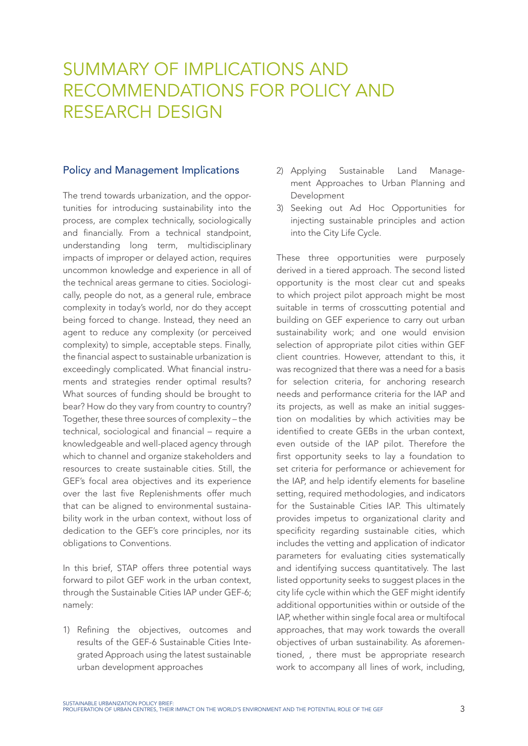# SUMMARY OF IMPLICATIONS AND RECOMMENDATIONS FOR POLICY AND RESEARCH DESIGN

## Policy and Management Implications

The trend towards urbanization, and the opportunities for introducing sustainability into the process, are complex technically, sociologically and financially. From a technical standpoint, understanding long term, multidisciplinary impacts of improper or delayed action, requires uncommon knowledge and experience in all of the technical areas germane to cities. Sociologically, people do not, as a general rule, embrace complexity in today's world, nor do they accept being forced to change. Instead, they need an agent to reduce any complexity (or perceived complexity) to simple, acceptable steps. Finally, the financial aspect to sustainable urbanization is exceedingly complicated. What financial instruments and strategies render optimal results? What sources of funding should be brought to bear? How do they vary from country to country? Together, these three sources of complexity – the technical, sociological and financial – require a knowledgeable and well-placed agency through which to channel and organize stakeholders and resources to create sustainable cities. Still, the GEF's focal area objectives and its experience over the last five Replenishments offer much that can be aligned to environmental sustainability work in the urban context, without loss of dedication to the GEF's core principles, nor its obligations to Conventions.

In this brief, STAP offers three potential ways forward to pilot GEF work in the urban context, through the Sustainable Cities IAP under GEF-6; namely:

1) Refining the objectives, outcomes and results of the GEF-6 Sustainable Cities Integrated Approach using the latest sustainable urban development approaches
2) Applying Sustainable Land Management Approaches to Urban Planning and Development
3) Seeking out Ad Hoc Opportunities for injecting sustainable principles and action into the City Life Cycle.

These three opportunities were purposely derived in a tiered approach. The second listed opportunity is the most clear cut and speaks to which project pilot approach might be most suitable in terms of crosscutting potential and building on GEF experience to carry out urban sustainability work; and one would envision selection of appropriate pilot cities within GEF client countries. However, attendant to this, it was recognized that there was a need for a basis for selection criteria, for anchoring research needs and performance criteria for the IAP and its projects, as well as make an initial suggestion on modalities by which activities may be identified to create GEBs in the urban context, even outside of the IAP pilot. Therefore the first opportunity seeks to lay a foundation to set criteria for performance or achievement for the IAP, and help identify elements for baseline setting, required methodologies, and indicators for the Sustainable Cities IAP. This ultimately provides impetus to organizational clarity and specificity regarding sustainable cities, which includes the vetting and application of indicator parameters for evaluating cities systematically and identifying success quantitatively. The last listed opportunity seeks to suggest places in the city life cycle within which the GEF might identify additional opportunities within or outside of the IAP, whether within single focal area or multifocal approaches, that may work towards the overall objectives of urban sustainability. As aforementioned, , there must be appropriate research work to accompany all lines of work, including,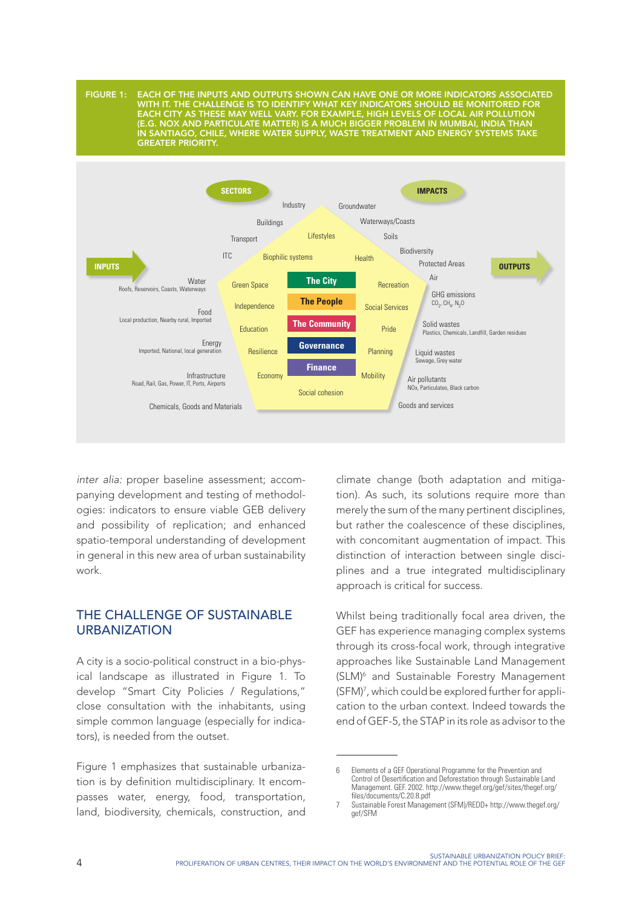FIGURE 1: EACH OF THE INPUTS AND OUTPUTS SHOWN CAN HAVE ONE OR MORE INDICATORS ASSOCIATED WITH IT. THE CHALLENGE IS TO IDENTIFY WHAT KEY INDICATORS SHOULD BE MONITORED FOR EACH CITY AS THESE MAY WELL VARY. FOR EXAMPLE, HIGH LEVELS OF LOCAL AIR POLLUTION (E.G. NOX AND PARTICULATE MATTER) IS A MUCH BIGGER PROBLEM IN MUMBAI, INDIA THAN IN SANTIAGO, CHILE, WHERE WATER SUPPLY, WASTE TREATMENT AND ENERGY SYSTEMS TAKE GREATER PRIORITY.

SECTORS: Industry, Buildings, Transport, ITC

IMPACTS: Groundwater, Waterways/Coasts, Soils, Biodiversity, Protected Areas

INPUTS:
- Water — Roofs, Reservoirs, Coasts, Waterways
- Food — Local production, Nearby rural, Imported
- Energy — Imported, National, local generation
- Infrastructure — Road, Rail, Gas, Power, IT, Ports, Airports
- Chemicals, Goods and Materials

Lifestyles, Biophilic systems, Health, Green Space, Independence, Education, Resilience, Economy, Social cohesion, Mobility, Planning, Pride, Social Services, Recreation

The City / The People / The Community / Governance / Finance

OUTPUTS:
- Air
- GHG emissions — $CO_2$, $CH_4$, $N_2O$
- Solid wastes — Plastics, Chemicals, Landfill, Garden residues
- Liquid wastes — Sewage, Grey water
- Air pollutants — NOx, Particulates, Black carbon
- Goods and services

*inter alia:* proper baseline assessment; accompanying development and testing of methodologies: indicators to ensure viable GEB delivery and possibility of replication; and enhanced spatio-temporal understanding of development in general in this new area of urban sustainability work.

## THE CHALLENGE OF SUSTAINABLE URBANIZATION

A city is a socio-political construct in a bio-physical landscape as illustrated in Figure 1. To develop "Smart City Policies / Regulations," close consultation with the inhabitants, using simple common language (especially for indicators), is needed from the outset.

Figure 1 emphasizes that sustainable urbanization is by definition multidisciplinary. It encompasses water, energy, food, transportation, land, biodiversity, chemicals, construction, and climate change (both adaptation and mitigation). As such, its solutions require more than merely the sum of the many pertinent disciplines, but rather the coalescence of these disciplines, with concomitant augmentation of impact. This distinction of interaction between single disciplines and a true integrated multidisciplinary approach is critical for success.

Whilst being traditionally focal area driven, the GEF has experience managing complex systems through its cross-focal work, through integrative approaches like Sustainable Land Management (SLM)[6] and Sustainable Forestry Management (SFM)[7], which could be explored further for application to the urban context. Indeed towards the end of GEF-5, the STAP in its role as advisor to the

6 Elements of a GEF Operational Programme for the Prevention and Control of Desertification and Deforestation through Sustainable Land Management. GEF. 2002. http://www.thegef.org/gef/sites/thegef.org/files/documents/C.20.8.pdf

7 Sustainable Forest Management (SFM)/REDD+ http://www.thegef.org/gef/SFM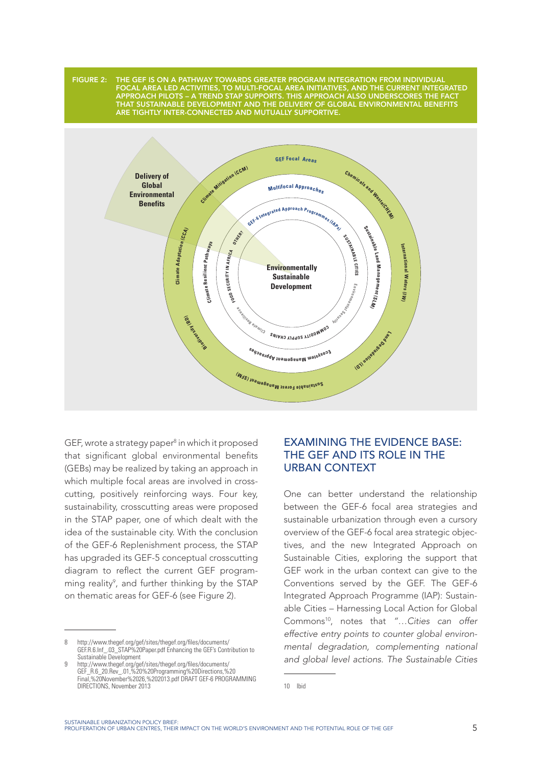FIGURE 2: THE GEF IS ON A PATHWAY TOWARDS GREATER PROGRAM INTEGRATION FROM INDIVIDUAL FOCAL AREA LED ACTIVITIES, TO MULTI-FOCAL AREA INITIATIVES, AND THE CURRENT INTEGRATED APPROACH PILOTS – A TREND STAP SUPPORTS. THIS APPROACH ALSO UNDERSCORES THE FACT THAT SUSTAINABLE DEVELOPMENT AND THE DELIVERY OF GLOBAL ENVIRONMENTAL BENEFITS ARE TIGHTLY INTER-CONNECTED AND MUTUALLY SUPPORTIVE.

GEF, wrote a strategy paper[8] in which it proposed that significant global environmental benefits (GEBs) may be realized by taking an approach in which multiple focal areas are involved in cross-cutting, positively reinforcing ways. Four key, sustainability, crosscutting areas were proposed in the STAP paper, one of which dealt with the idea of the sustainable city. With the conclusion of the GEF-6 Replenishment process, the STAP has upgraded its GEF-5 conceptual crosscutting diagram to reflect the current GEF programming reality[9], and further thinking by the STAP on thematic areas for GEF-6 (see Figure 2).

## EXAMINING THE EVIDENCE BASE: THE GEF AND ITS ROLE IN THE URBAN CONTEXT

One can better understand the relationship between the GEF-6 focal area strategies and sustainable urbanization through even a cursory overview of the GEF-6 focal area strategic objectives, and the new Integrated Approach on Sustainable Cities, exploring the support that GEF work in the urban context can give to the Conventions served by the GEF. The GEF-6 Integrated Approach Programme (IAP): Sustainable Cities – Harnessing Local Action for Global Commons[10], notes that *"…Cities can offer effective entry points to counter global environmental degradation, complementing national and global level actions. The Sustainable Cities*

8 http://www.thegef.org/gef/sites/thegef.org/files/documents/GEF.R.6.Inf_.03_STAP%20Paper.pdf Enhancing the GEF's Contribution to Sustainable Development

9 http://www.thegef.org/gef/sites/thegef.org/files/documents/GEF_R.6_20.Rev_.01,%20%20Programming%20Directions,%20Final,%20November%2026,%202013.pdf DRAFT GEF-6 PROGRAMMING DIRECTIONS, November 2013

10 Ibid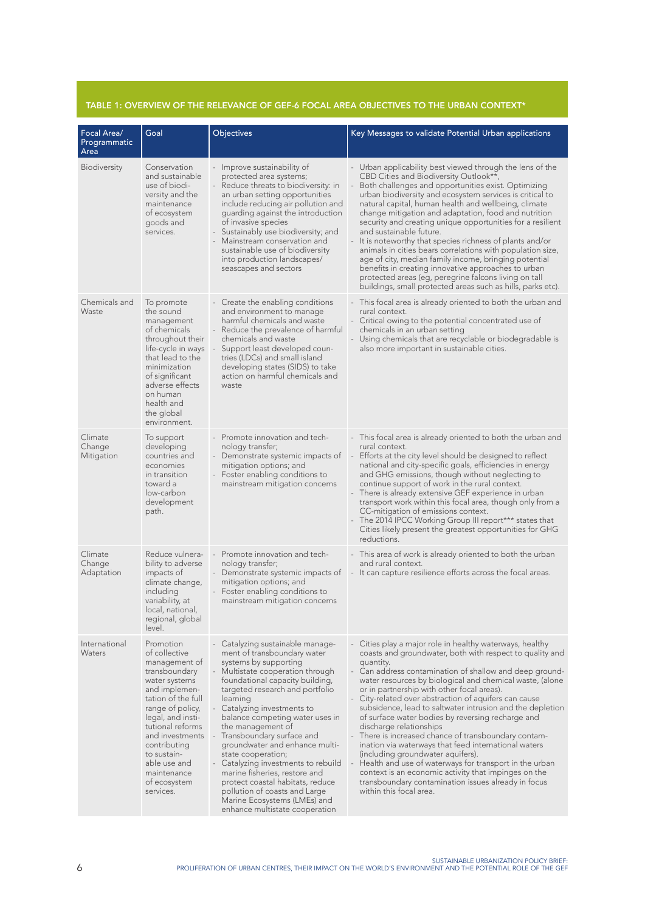## TABLE 1: OVERVIEW OF THE RELEVANCE OF GEF-6 FOCAL AREA OBJECTIVES TO THE URBAN CONTEXT*

| Focal Area/ Programmatic Area | Goal | Objectives | Key Messages to validate Potential Urban applications |
|---|---|---|---|
| Biodiversity | Conservation and sustainable use of biodiversity and the maintenance of ecosystem goods and services. | - Improve sustainability of protected area systems;<br>- Reduce threats to biodiversity: in an urban setting opportunities include reducing air pollution and guarding against the introduction of invasive species<br>- Sustainably use biodiversity; and<br>- Mainstream conservation and sustainable use of biodiversity into production landscapes/ seascapes and sectors | - Urban applicability best viewed through the lens of the CBD Cities and Biodiversity Outlook**,<br>- Both challenges and opportunities exist. Optimizing urban biodiversity and ecosystem services is critical to natural capital, human health and wellbeing, climate change mitigation and adaptation, food and nutrition security and creating unique opportunities for a resilient and sustainable future.<br>- It is noteworthy that species richness of plants and/or animals in cities bears correlations with population size, age of city, median family income, bringing potential benefits in creating innovative approaches to urban protected areas (eg, peregrine falcons living on tall buildings, small protected areas such as hills, parks etc). |
| Chemicals and Waste | To promote the sound management of chemicals throughout their life-cycle in ways that lead to the minimization of significant adverse effects on human health and the global environment. | - Create the enabling conditions and environment to manage harmful chemicals and waste<br>- Reduce the prevalence of harmful chemicals and waste<br>- Support least developed countries (LDCs) and small island developing states (SIDS) to take action on harmful chemicals and waste | - This focal area is already oriented to both the urban and rural context.<br>- Critical owing to the potential concentrated use of chemicals in an urban setting<br>- Using chemicals that are recyclable or biodegradable is also more important in sustainable cities. |
| Climate Change Mitigation | To support developing countries and economies in transition toward a low-carbon development path. | - Promote innovation and technology transfer;<br>- Demonstrate systemic impacts of mitigation options; and<br>- Foster enabling conditions to mainstream mitigation concerns | - This focal area is already oriented to both the urban and rural context.<br>- Efforts at the city level should be designed to reflect national and city-specific goals, efficiencies in energy and GHG emissions, though without neglecting to continue support of work in the rural context.<br>- There is already extensive GEF experience in urban transport work within this focal area, though only from a CC-mitigation of emissions context.<br>- The 2014 IPCC Working Group III report*** states that Cities likely present the greatest opportunities for GHG reductions. |
| Climate Change Adaptation | Reduce vulnerability to adverse impacts of climate change, including variability, at local, national, regional, global level. | - Promote innovation and technology transfer;<br>- Demonstrate systemic impacts of mitigation options; and<br>- Foster enabling conditions to mainstream mitigation concerns | - This area of work is already oriented to both the urban and rural context.<br>- It can capture resilience efforts across the focal areas. |
| International Waters | Promotion of collective management of transboundary water systems and implementation of the full range of policy, legal, and institutional reforms and investments contributing to sustainable use and maintenance of ecosystem services. | - Catalyzing sustainable management of transboundary water systems by supporting<br>- Multistate cooperation through foundational capacity building, targeted research and portfolio learning<br>- Catalyzing investments to balance competing water uses in the management of<br>- Transboundary surface and groundwater and enhance multistate cooperation;<br>- Catalyzing investments to rebuild marine fisheries, restore and protect coastal habitats, reduce pollution of coasts and Large Marine Ecosystems (LMEs) and enhance multistate cooperation | - Cities play a major role in healthy waterways, healthy coasts and groundwater, both with respect to quality and quantity.<br>- Can address contamination of shallow and deep groundwater resources by biological and chemical waste, (alone or in partnership with other focal areas).<br>- City-related over abstraction of aquifers can cause subsidence, lead to saltwater intrusion and the depletion of surface water bodies by reversing recharge and discharge relationships<br>- There is increased chance of transboundary contamination via waterways that feed international waters (including groundwater aquifers).<br>- Health and use of waterways for transport in the urban context is an economic activity that impinges on the transboundary contamination issues already in focus within this focal area. |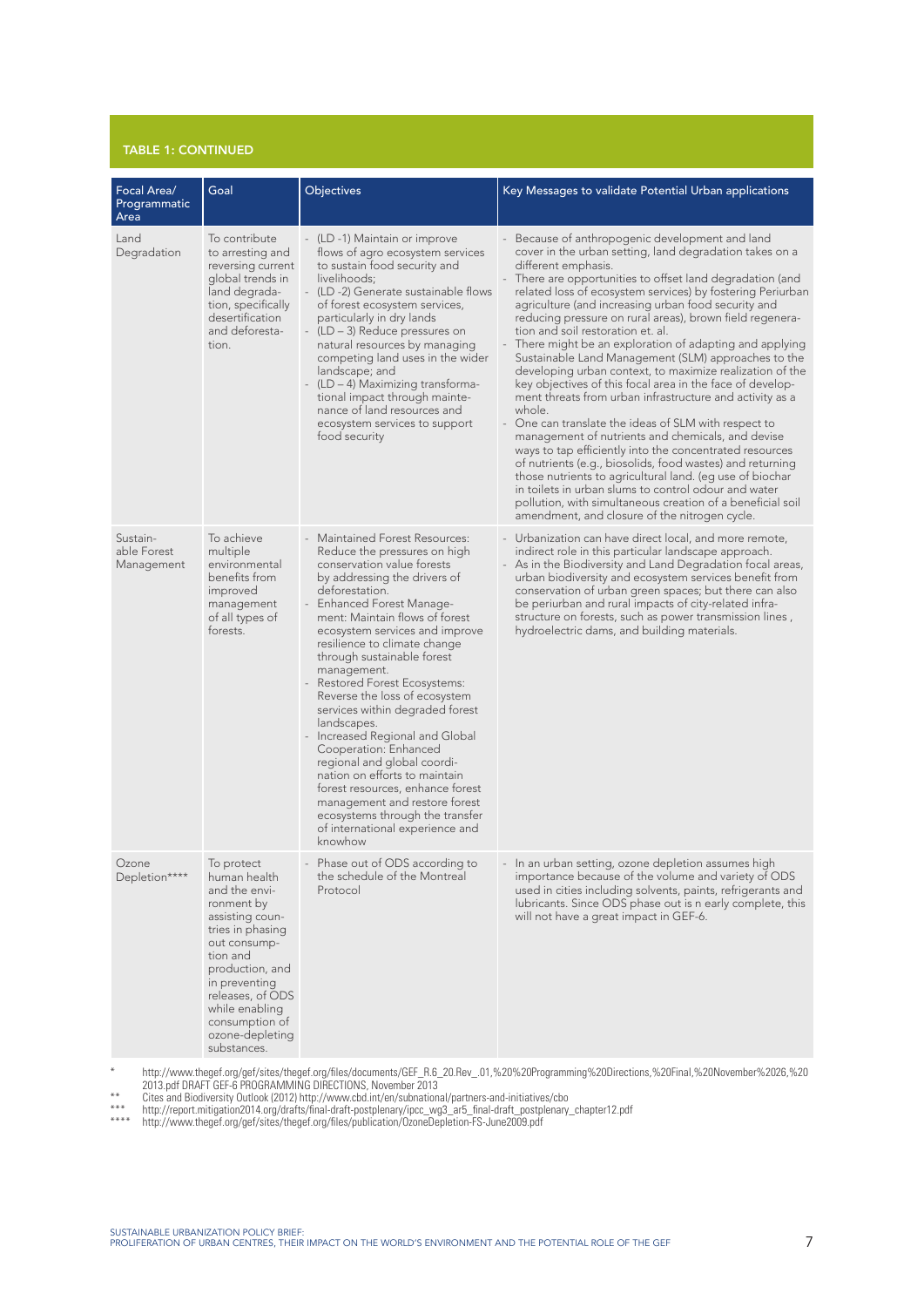**TABLE 1: CONTINUED**

| Focal Area/ Programmatic Area | Goal | Objectives | Key Messages to validate Potential Urban applications |
|---|---|---|---|
| Land Degradation | To contribute to arresting and reversing current global trends in land degradation, specifically desertification and deforestation. | - (LD -1) Maintain or improve flows of agro ecosystem services to sustain food security and livelihoods;<br>- (LD -2) Generate sustainable flows of forest ecosystem services, particularly in dry lands<br>- (LD – 3) Reduce pressures on natural resources by managing competing land uses in the wider landscape; and<br>- (LD – 4) Maximizing transformational impact through maintenance of land resources and ecosystem services to support food security | - Because of anthropogenic development and land cover in the urban setting, land degradation takes on a different emphasis.<br>- There are opportunities to offset land degradation (and related loss of ecosystem services) by fostering Periurban agriculture (and increasing urban food security and reducing pressure on rural areas), brown field regeneration and soil restoration et. al.<br>- There might be an exploration of adapting and applying Sustainable Land Management (SLM) approaches to the developing urban context, to maximize realization of the key objectives of this focal area in the face of development threats from urban infrastructure and activity as a whole.<br>- One can translate the ideas of SLM with respect to management of nutrients and chemicals, and devise ways to tap efficiently into the concentrated resources of nutrients (e.g., biosolids, food wastes) and returning those nutrients to agricultural land. (eg use of biochar in toilets in urban slums to control odour and water pollution, with simultaneous creation of a beneficial soil amendment, and closure of the nitrogen cycle. |
| Sustainable Forest Management | To achieve multiple environmental benefits from improved management of all types of forests. | - Maintained Forest Resources: Reduce the pressures on high conservation value forests by addressing the drivers of deforestation.<br>- Enhanced Forest Management: Maintain flows of forest ecosystem services and improve resilience to climate change through sustainable forest management.<br>- Restored Forest Ecosystems: Reverse the loss of ecosystem services within degraded forest landscapes.<br>- Increased Regional and Global Cooperation: Enhanced regional and global coordination on efforts to maintain forest resources, enhance forest management and restore forest ecosystems through the transfer of international experience and knowhow | - Urbanization can have direct local, and more remote, indirect role in this particular landscape approach.<br>- As in the Biodiversity and Land Degradation focal areas, urban biodiversity and ecosystem services benefit from conservation of urban green spaces; but there can also be periurban and rural impacts of city-related infrastructure on forests, such as power transmission lines , hydroelectric dams, and building materials. |
| Ozone Depletion**** | To protect human health and the environment by assisting countries in phasing out consumption and production, and in preventing releases, of ODS while enabling consumption of ozone-depleting substances. | - Phase out of ODS according to the schedule of the Montreal Protocol | - In an urban setting, ozone depletion assumes high importance because of the volume and variety of ODS used in cities including solvents, paints, refrigerants and lubricants. Since ODS phase out is n early complete, this will not have a great impact in GEF-6. |

\* http://www.thegef.org/gef/sites/thegef.org/files/documents/GEF_R.6_20.Rev_.01,%20%20Programming%20Directions,%20Final,%20November%2026,%202013.pdf DRAFT GEF-6 PROGRAMMING DIRECTIONS, November 2013

\*\* Cites and Biodiversity Outlook (2012) http://www.cbd.int/en/subnational/partners-and-initiatives/cbo

\*\*\* http://report.mitigation2014.org/drafts/final-draft-postplenary/ipcc_wg3_ar5_final-draft_postplenary_chapter12.pdf

\*\*\*\* http://www.thegef.org/gef/sites/thegef.org/files/publication/OzoneDepletion-FS-June2009.pdf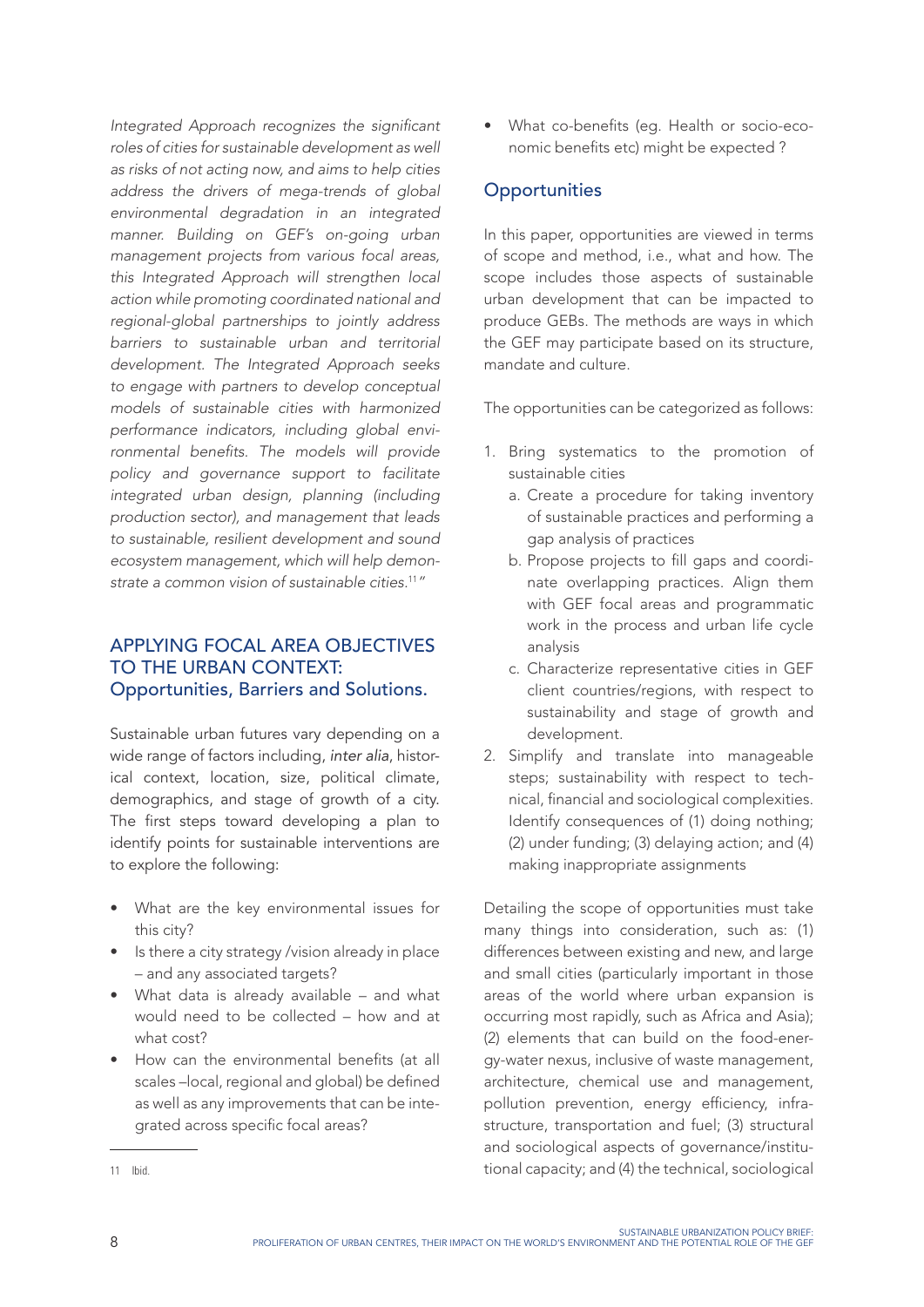*Integrated Approach recognizes the significant roles of cities for sustainable development as well as risks of not acting now, and aims to help cities address the drivers of mega-trends of global environmental degradation in an integrated manner. Building on GEF's on-going urban management projects from various focal areas, this Integrated Approach will strengthen local action while promoting coordinated national and regional-global partnerships to jointly address barriers to sustainable urban and territorial development. The Integrated Approach seeks to engage with partners to develop conceptual models of sustainable cities with harmonized performance indicators, including global environmental benefits. The models will provide policy and governance support to facilitate integrated urban design, planning (including production sector), and management that leads to sustainable, resilient development and sound ecosystem management, which will help demonstrate a common vision of sustainable cities.*[11]"

## APPLYING FOCAL AREA OBJECTIVES TO THE URBAN CONTEXT: Opportunities, Barriers and Solutions.

Sustainable urban futures vary depending on a wide range of factors including, *inter alia*, historical context, location, size, political climate, demographics, and stage of growth of a city. The first steps toward developing a plan to identify points for sustainable interventions are to explore the following:

- What are the key environmental issues for this city?
- Is there a city strategy /vision already in place – and any associated targets?
- What data is already available – and what would need to be collected – how and at what cost?
- How can the environmental benefits (at all scales –local, regional and global) be defined as well as any improvements that can be integrated across specific focal areas?
- What co-benefits (eg. Health or socio-economic benefits etc) might be expected ?

### Opportunities

In this paper, opportunities are viewed in terms of scope and method, i.e., what and how. The scope includes those aspects of sustainable urban development that can be impacted to produce GEBs. The methods are ways in which the GEF may participate based on its structure, mandate and culture.

The opportunities can be categorized as follows:

1. Bring systematics to the promotion of sustainable cities
   a. Create a procedure for taking inventory of sustainable practices and performing a gap analysis of practices
   b. Propose projects to fill gaps and coordinate overlapping practices. Align them with GEF focal areas and programmatic work in the process and urban life cycle analysis
   c. Characterize representative cities in GEF client countries/regions, with respect to sustainability and stage of growth and development.
2. Simplify and translate into manageable steps; sustainability with respect to technical, financial and sociological complexities. Identify consequences of (1) doing nothing; (2) under funding; (3) delaying action; and (4) making inappropriate assignments

Detailing the scope of opportunities must take many things into consideration, such as: (1) differences between existing and new, and large and small cities (particularly important in those areas of the world where urban expansion is occurring most rapidly, such as Africa and Asia); (2) elements that can build on the food-energy-water nexus, inclusive of waste management, architecture, chemical use and management, pollution prevention, energy efficiency, infrastructure, transportation and fuel; (3) structural and sociological aspects of governance/institutional capacity; and (4) the technical, sociological

---

11 Ibid.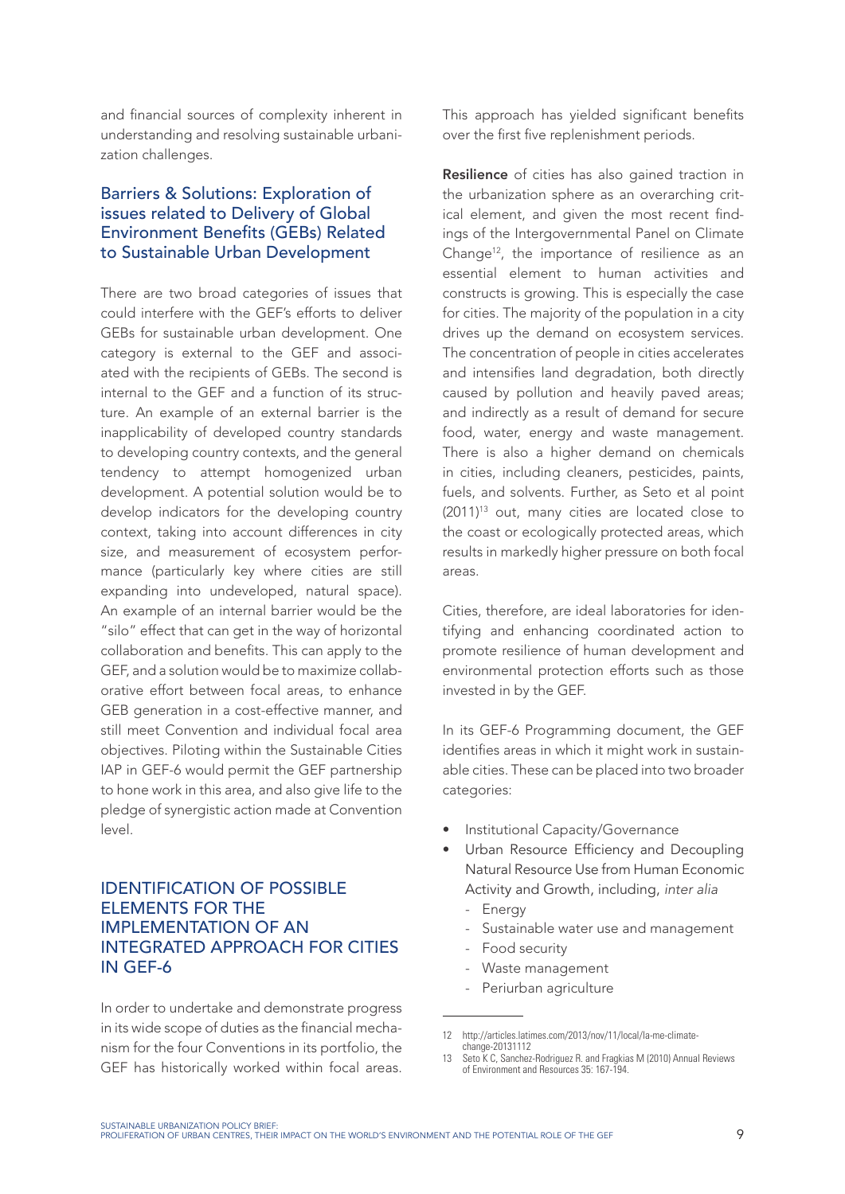and financial sources of complexity inherent in understanding and resolving sustainable urbanization challenges.

### Barriers & Solutions: Exploration of issues related to Delivery of Global Environment Benefits (GEBs) Related to Sustainable Urban Development

There are two broad categories of issues that could interfere with the GEF's efforts to deliver GEBs for sustainable urban development. One category is external to the GEF and associated with the recipients of GEBs. The second is internal to the GEF and a function of its structure. An example of an external barrier is the inapplicability of developed country standards to developing country contexts, and the general tendency to attempt homogenized urban development. A potential solution would be to develop indicators for the developing country context, taking into account differences in city size, and measurement of ecosystem performance (particularly key where cities are still expanding into undeveloped, natural space). An example of an internal barrier would be the "silo" effect that can get in the way of horizontal collaboration and benefits. This can apply to the GEF, and a solution would be to maximize collaborative effort between focal areas, to enhance GEB generation in a cost-effective manner, and still meet Convention and individual focal area objectives. Piloting within the Sustainable Cities IAP in GEF-6 would permit the GEF partnership to hone work in this area, and also give life to the pledge of synergistic action made at Convention level.

## IDENTIFICATION OF POSSIBLE ELEMENTS FOR THE IMPLEMENTATION OF AN INTEGRATED APPROACH FOR CITIES IN GEF-6

In order to undertake and demonstrate progress in its wide scope of duties as the financial mechanism for the four Conventions in its portfolio, the GEF has historically worked within focal areas. This approach has yielded significant benefits over the first five replenishment periods.

**Resilience** of cities has also gained traction in the urbanization sphere as an overarching critical element, and given the most recent findings of the Intergovernmental Panel on Climate Change[12], the importance of resilience as an essential element to human activities and constructs is growing. This is especially the case for cities. The majority of the population in a city drives up the demand on ecosystem services. The concentration of people in cities accelerates and intensifies land degradation, both directly caused by pollution and heavily paved areas; and indirectly as a result of demand for secure food, water, energy and waste management. There is also a higher demand on chemicals in cities, including cleaners, pesticides, paints, fuels, and solvents. Further, as Seto et al point (2011)[13] out, many cities are located close to the coast or ecologically protected areas, which results in markedly higher pressure on both focal areas.

Cities, therefore, are ideal laboratories for identifying and enhancing coordinated action to promote resilience of human development and environmental protection efforts such as those invested in by the GEF.

In its GEF-6 Programming document, the GEF identifies areas in which it might work in sustainable cities. These can be placed into two broader categories:

- Institutional Capacity/Governance
- Urban Resource Efficiency and Decoupling Natural Resource Use from Human Economic Activity and Growth, including, *inter alia*
  - Energy
  - Sustainable water use and management
  - Food security
  - Waste management
  - Periurban agriculture

---

12 http://articles.latimes.com/2013/nov/11/local/la-me-climate-change-20131112

13 Seto K C, Sanchez-Rodriguez R. and Fragkias M (2010) Annual Reviews of Environment and Resources 35: 167-194.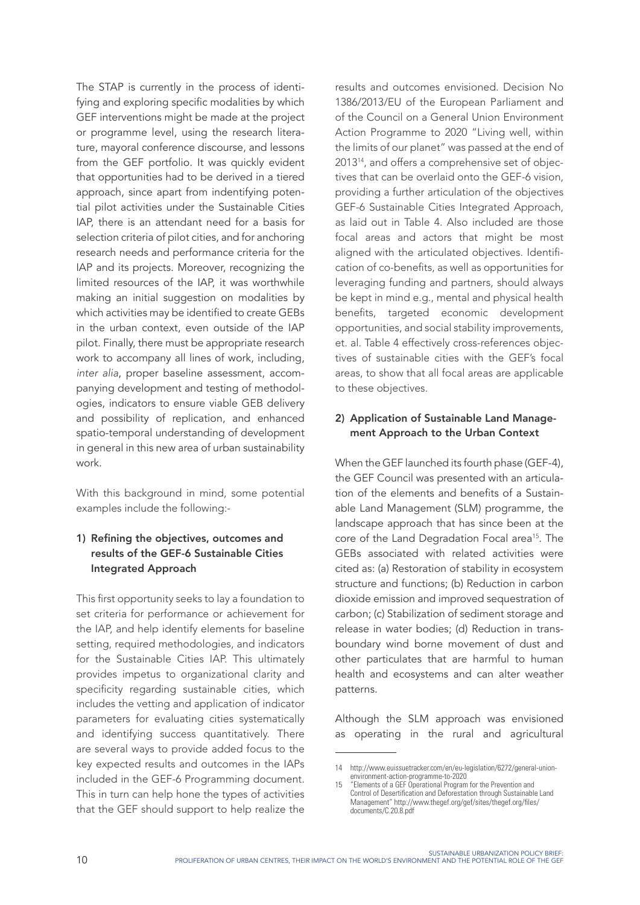The STAP is currently in the process of identifying and exploring specific modalities by which GEF interventions might be made at the project or programme level, using the research literature, mayoral conference discourse, and lessons from the GEF portfolio. It was quickly evident that opportunities had to be derived in a tiered approach, since apart from indentifying potential pilot activities under the Sustainable Cities IAP, there is an attendant need for a basis for selection criteria of pilot cities, and for anchoring research needs and performance criteria for the IAP and its projects. Moreover, recognizing the limited resources of the IAP, it was worthwhile making an initial suggestion on modalities by which activities may be identified to create GEBs in the urban context, even outside of the IAP pilot. Finally, there must be appropriate research work to accompany all lines of work, including, *inter alia*, proper baseline assessment, accompanying development and testing of methodologies, indicators to ensure viable GEB delivery and possibility of replication, and enhanced spatio-temporal understanding of development in general in this new area of urban sustainability work.

With this background in mind, some potential examples include the following:-

**1) Refining the objectives, outcomes and results of the GEF-6 Sustainable Cities Integrated Approach**

This first opportunity seeks to lay a foundation to set criteria for performance or achievement for the IAP, and help identify elements for baseline setting, required methodologies, and indicators for the Sustainable Cities IAP. This ultimately provides impetus to organizational clarity and specificity regarding sustainable cities, which includes the vetting and application of indicator parameters for evaluating cities systematically and identifying success quantitatively. There are several ways to provide added focus to the key expected results and outcomes in the IAPs included in the GEF-6 Programming document. This in turn can help hone the types of activities that the GEF should support to help realize the results and outcomes envisioned. Decision No 1386/2013/EU of the European Parliament and of the Council on a General Union Environment Action Programme to 2020 "Living well, within the limits of our planet" was passed at the end of 2013[14], and offers a comprehensive set of objectives that can be overlaid onto the GEF-6 vision, providing a further articulation of the objectives GEF-6 Sustainable Cities Integrated Approach, as laid out in Table 4. Also included are those focal areas and actors that might be most aligned with the articulated objectives. Identification of co-benefits, as well as opportunities for leveraging funding and partners, should always be kept in mind e.g., mental and physical health benefits, targeted economic development opportunities, and social stability improvements, et. al. Table 4 effectively cross-references objectives of sustainable cities with the GEF's focal areas, to show that all focal areas are applicable to these objectives.

**2) Application of Sustainable Land Management Approach to the Urban Context**

When the GEF launched its fourth phase (GEF-4), the GEF Council was presented with an articulation of the elements and benefits of a Sustainable Land Management (SLM) programme, the landscape approach that has since been at the core of the Land Degradation Focal area[15]. The GEBs associated with related activities were cited as: (a) Restoration of stability in ecosystem structure and functions; (b) Reduction in carbon dioxide emission and improved sequestration of carbon; (c) Stabilization of sediment storage and release in water bodies; (d) Reduction in transboundary wind borne movement of dust and other particulates that are harmful to human health and ecosystems and can alter weather patterns.

Although the SLM approach was envisioned as operating in the rural and agricultural

---

14 http://www.euissuetracker.com/en/eu-legislation/6272/general-union-environment-action-programme-to-2020

15 "Elements of a GEF Operational Program for the Prevention and Control of Desertification and Deforestation through Sustainable Land Management" http://www.thegef.org/gef/sites/thegef.org/files/documents/C.20.8.pdf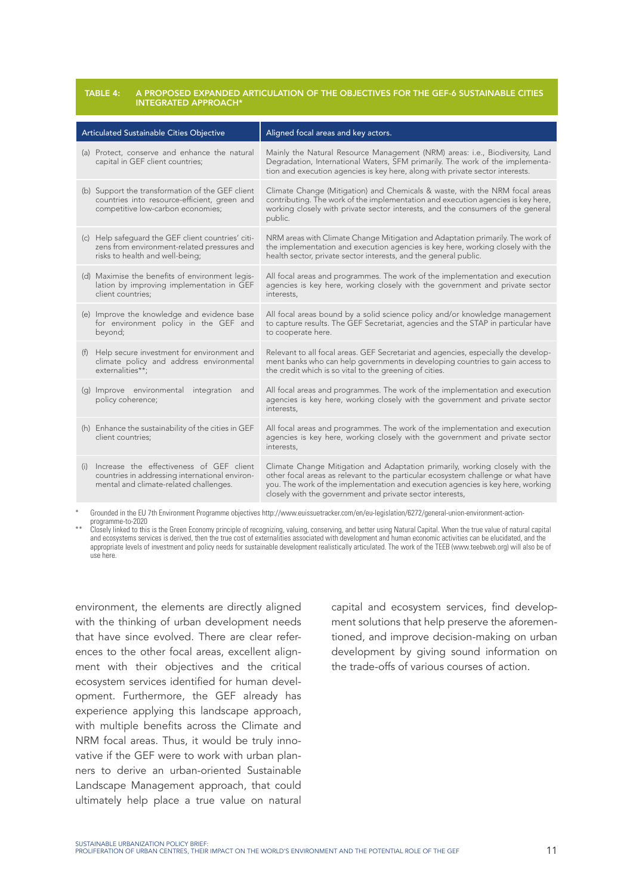**TABLE 4: A PROPOSED EXPANDED ARTICULATION OF THE OBJECTIVES FOR THE GEF-6 SUSTAINABLE CITIES INTEGRATED APPROACH***

| Articulated Sustainable Cities Objective | Aligned focal areas and key actors. |
|---|---|
| (a) Protect, conserve and enhance the natural capital in GEF client countries; | Mainly the Natural Resource Management (NRM) areas: i.e., Biodiversity, Land Degradation, International Waters, SFM primarily. The work of the implementation and execution agencies is key here, along with private sector interests. |
| (b) Support the transformation of the GEF client countries into resource-efficient, green and competitive low-carbon economies; | Climate Change (Mitigation) and Chemicals & waste, with the NRM focal areas contributing. The work of the implementation and execution agencies is key here, working closely with private sector interests, and the consumers of the general public. |
| (c) Help safeguard the GEF client countries' citizens from environment-related pressures and risks to health and well-being; | NRM areas with Climate Change Mitigation and Adaptation primarily. The work of the implementation and execution agencies is key here, working closely with the health sector, private sector interests, and the general public. |
| (d) Maximise the benefits of environment legislation by improving implementation in GEF client countries; | All focal areas and programmes. The work of the implementation and execution agencies is key here, working closely with the government and private sector interests, |
| (e) Improve the knowledge and evidence base for environment policy in the GEF and beyond; | All focal areas bound by a solid science policy and/or knowledge management to capture results. The GEF Secretariat, agencies and the STAP in particular have to cooperate here. |
| (f) Help secure investment for environment and climate policy and address environmental externalities**; | Relevant to all focal areas. GEF Secretariat and agencies, especially the development banks who can help governments in developing countries to gain access to the credit which is so vital to the greening of cities. |
| (g) Improve environmental integration and policy coherence; | All focal areas and programmes. The work of the implementation and execution agencies is key here, working closely with the government and private sector interests, |
| (h) Enhance the sustainability of the cities in GEF client countries; | All focal areas and programmes. The work of the implementation and execution agencies is key here, working closely with the government and private sector interests, |
| (i) Increase the effectiveness of GEF client countries in addressing international environmental and climate-related challenges. | Climate Change Mitigation and Adaptation primarily, working closely with the other focal areas as relevant to the particular ecosystem challenge or what have you. The work of the implementation and execution agencies is key here, working closely with the government and private sector interests, |

\* Grounded in the EU 7th Environment Programme objectives http://www.euissuetracker.com/en/eu-legislation/6272/general-union-environment-action-programme-to-2020

\*\* Closely linked to this is the Green Economy principle of recognizing, valuing, conserving, and better using Natural Capital. When the true value of natural capital and ecosystems services is derived, then the true cost of externalities associated with development and human economic activities can be elucidated, and the appropriate levels of investment and policy needs for sustainable development realistically articulated. The work of the TEEB (www.teebweb.org) will also be of use here.

environment, the elements are directly aligned with the thinking of urban development needs that have since evolved. There are clear references to the other focal areas, excellent alignment with their objectives and the critical ecosystem services identified for human development. Furthermore, the GEF already has experience applying this landscape approach, with multiple benefits across the Climate and NRM focal areas. Thus, it would be truly innovative if the GEF were to work with urban planners to derive an urban-oriented Sustainable Landscape Management approach, that could ultimately help place a true value on natural capital and ecosystem services, find development solutions that help preserve the aforementioned, and improve decision-making on urban development by giving sound information on the trade-offs of various courses of action.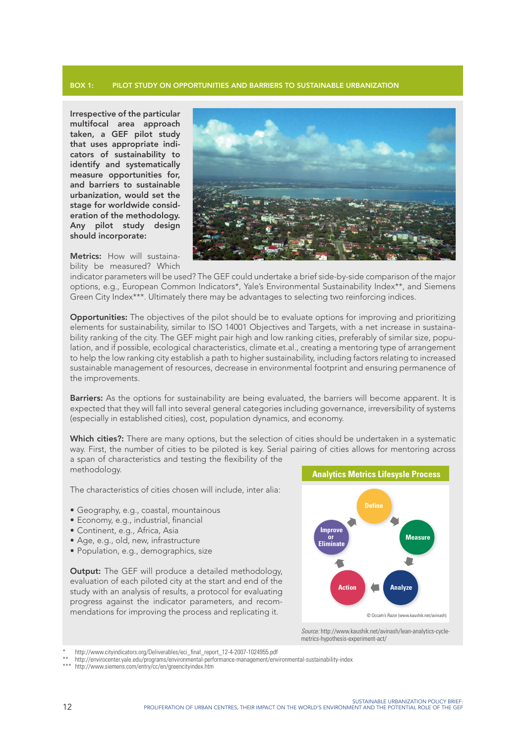## BOX 1: PILOT STUDY ON OPPORTUNITIES AND BARRIERS TO SUSTAINABLE URBANIZATION

**Irrespective of the particular multifocal area approach taken, a GEF pilot study that uses appropriate indicators of sustainability to identify and systematically measure opportunities for, and barriers to sustainable urbanization, would set the stage for worldwide consideration of the methodology. Any pilot study design should incorporate:**

**Metrics:** How will sustainability be measured? Which indicator parameters will be used? The GEF could undertake a brief side-by-side comparison of the major options, e.g., European Common Indicators*, Yale's Environmental Sustainability Index**, and Siemens Green City Index***. Ultimately there may be advantages to selecting two reinforcing indices.

**Opportunities:** The objectives of the pilot should be to evaluate options for improving and prioritizing elements for sustainability, similar to ISO 14001 Objectives and Targets, with a net increase in sustainability ranking of the city. The GEF might pair high and low ranking cities, preferably of similar size, population, and if possible, ecological characteristics, climate et.al., creating a mentoring type of arrangement to help the low ranking city establish a path to higher sustainability, including factors relating to increased sustainable management of resources, decrease in environmental footprint and ensuring permanence of the improvements.

**Barriers:** As the options for sustainability are being evaluated, the barriers will become apparent. It is expected that they will fall into several general categories including governance, irreversibility of systems (especially in established cities), cost, population dynamics, and economy.

**Which cities?:** There are many options, but the selection of cities should be undertaken in a systematic way. First, the number of cities to be piloted is key. Serial pairing of cities allows for mentoring across a span of characteristics and testing the flexibility of the methodology.

The characteristics of cities chosen will include, inter alia:

- Geography, e.g., coastal, mountainous
- Economy, e.g., industrial, financial
- Continent, e.g., Africa, Asia
- Age, e.g., old, new, infrastructure
- Population, e.g., demographics, size

**Output:** The GEF will produce a detailed methodology, evaluation of each piloted city at the start and end of the study with an analysis of results, a protocol for evaluating progress against the indicator parameters, and recommendations for improving the process and replicating it.

**Analytics Metrics Lifesyle Process**

Define → Measure → Analyze → Action → Improve or Eliminate

© Occam's Razor (www.kaushik.net/avinash)

*Source:* http://www.kaushik.net/avinash/lean-analytics-cycle-metrics-hypothesis-experiment-act/

\* http://www.cityindicators.org/Deliverables/eci_final_report_12-4-2007-1024955.pdf

** http://envirocenter.yale.edu/programs/environmental-performance-management/environmental-sustainability-index

*** http://www.siemens.com/entry/cc/en/greencityindex.htm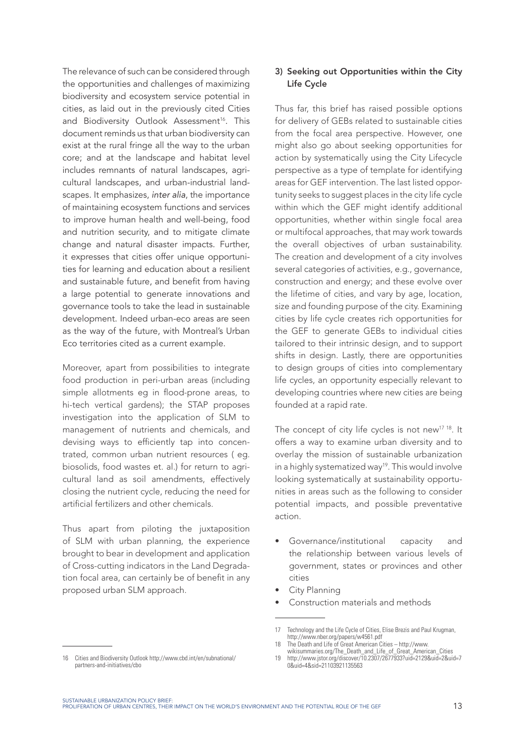The relevance of such can be considered through the opportunities and challenges of maximizing biodiversity and ecosystem service potential in cities, as laid out in the previously cited Cities and Biodiversity Outlook Assessment[16]. This document reminds us that urban biodiversity can exist at the rural fringe all the way to the urban core; and at the landscape and habitat level includes remnants of natural landscapes, agricultural landscapes, and urban-industrial landscapes. It emphasizes, *inter alia*, the importance of maintaining ecosystem functions and services to improve human health and well-being, food and nutrition security, and to mitigate climate change and natural disaster impacts. Further, it expresses that cities offer unique opportunities for learning and education about a resilient and sustainable future, and benefit from having a large potential to generate innovations and governance tools to take the lead in sustainable development. Indeed urban-eco areas are seen as the way of the future, with Montreal's Urban Eco territories cited as a current example.

Moreover, apart from possibilities to integrate food production in peri-urban areas (including simple allotments eg in flood-prone areas, to hi-tech vertical gardens); the STAP proposes investigation into the application of SLM to management of nutrients and chemicals, and devising ways to efficiently tap into concentrated, common urban nutrient resources ( eg. biosolids, food wastes et. al.) for return to agricultural land as soil amendments, effectively closing the nutrient cycle, reducing the need for artificial fertilizers and other chemicals.

Thus apart from piloting the juxtaposition of SLM with urban planning, the experience brought to bear in development and application of Cross-cutting indicators in the Land Degradation focal area, can certainly be of benefit in any proposed urban SLM approach.

### 3) Seeking out Opportunities within the City Life Cycle

Thus far, this brief has raised possible options for delivery of GEBs related to sustainable cities from the focal area perspective. However, one might also go about seeking opportunities for action by systematically using the City Lifecycle perspective as a type of template for identifying areas for GEF intervention. The last listed opportunity seeks to suggest places in the city life cycle within which the GEF might identify additional opportunities, whether within single focal area or multifocal approaches, that may work towards the overall objectives of urban sustainability. The creation and development of a city involves several categories of activities, e.g., governance, construction and energy; and these evolve over the lifetime of cities, and vary by age, location, size and founding purpose of the city. Examining cities by life cycle creates rich opportunities for the GEF to generate GEBs to individual cities tailored to their intrinsic design, and to support shifts in design. Lastly, there are opportunities to design groups of cities into complementary life cycles, an opportunity especially relevant to developing countries where new cities are being founded at a rapid rate.

The concept of city life cycles is not new[17 18]. It offers a way to examine urban diversity and to overlay the mission of sustainable urbanization in a highly systematized way[19]. This would involve looking systematically at sustainability opportunities in areas such as the following to consider potential impacts, and possible preventative action.

- Governance/institutional capacity and the relationship between various levels of government, states or provinces and other cities
- City Planning
- Construction materials and methods

---

16 Cities and Biodiversity Outlook http://www.cbd.int/en/subnational/partners-and-initiatives/cbo

17 Technology and the Life Cycle of Cities, Elise Brezis and Paul Krugman, http://www.nber.org/papers/w4561.pdf

18 The Death and Life of Great American Cities – http://www.wikisummaries.org/The_Death_and_Life_of_Great_American_Cities

19 http://www.jstor.org/discover/10.2307/2677933?uid=2129&uid=2&uid=70&uid=4&sid=21103921135563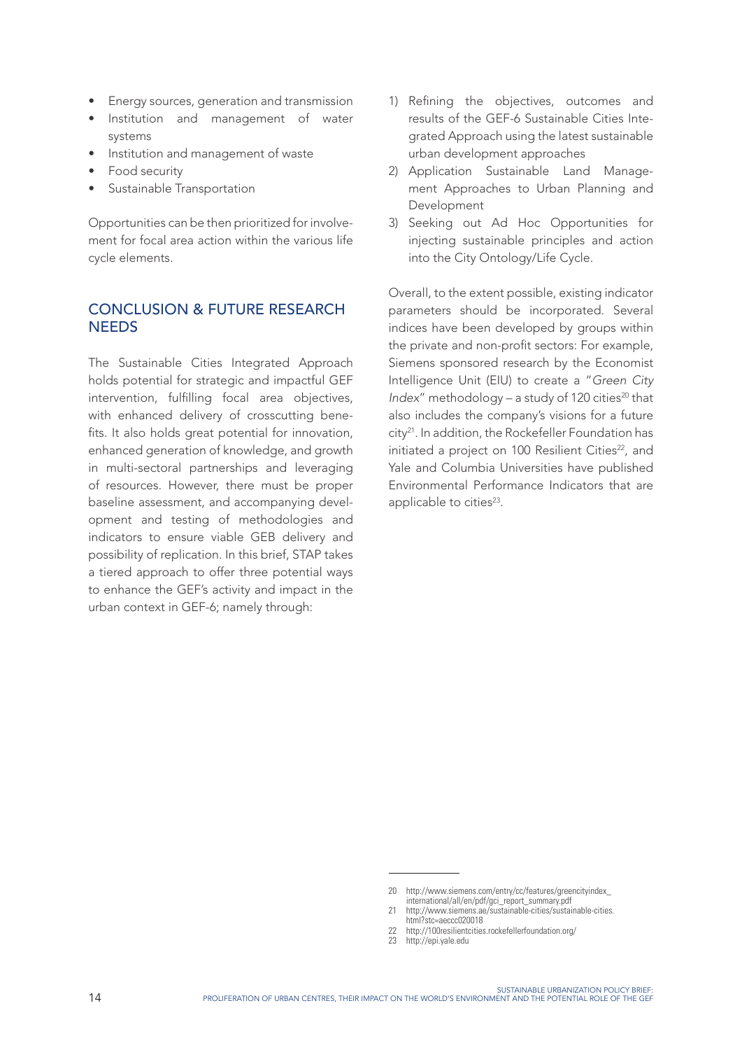- Energy sources, generation and transmission
- Institution and management of water systems
- Institution and management of waste
- Food security
- Sustainable Transportation

Opportunities can be then prioritized for involvement for focal area action within the various life cycle elements.

## CONCLUSION & FUTURE RESEARCH NEEDS

The Sustainable Cities Integrated Approach holds potential for strategic and impactful GEF intervention, fulfilling focal area objectives, with enhanced delivery of crosscutting benefits. It also holds great potential for innovation, enhanced generation of knowledge, and growth in multi-sectoral partnerships and leveraging of resources. However, there must be proper baseline assessment, and accompanying development and testing of methodologies and indicators to ensure viable GEB delivery and possibility of replication. In this brief, STAP takes a tiered approach to offer three potential ways to enhance the GEF's activity and impact in the urban context in GEF-6; namely through:

1) Refining the objectives, outcomes and results of the GEF-6 Sustainable Cities Integrated Approach using the latest sustainable urban development approaches
2) Application Sustainable Land Management Approaches to Urban Planning and Development
3) Seeking out Ad Hoc Opportunities for injecting sustainable principles and action into the City Ontology/Life Cycle.

Overall, to the extent possible, existing indicator parameters should be incorporated. Several indices have been developed by groups within the private and non-profit sectors: For example, Siemens sponsored research by the Economist Intelligence Unit (EIU) to create a "*Green City Index*" methodology – a study of 120 cities[20] that also includes the company's visions for a future city[21]. In addition, the Rockefeller Foundation has initiated a project on 100 Resilient Cities[22], and Yale and Columbia Universities have published Environmental Performance Indicators that are applicable to cities[23].

---

20 http://www.siemens.com/entry/cc/features/greencityindex_international/all/en/pdf/gci_report_summary.pdf
21 http://www.siemens.ae/sustainable-cities/sustainable-cities.html?stc=aeccc020018
22 http://100resilientcities.rockefellerfoundation.org/
23 http://epi.yale.edu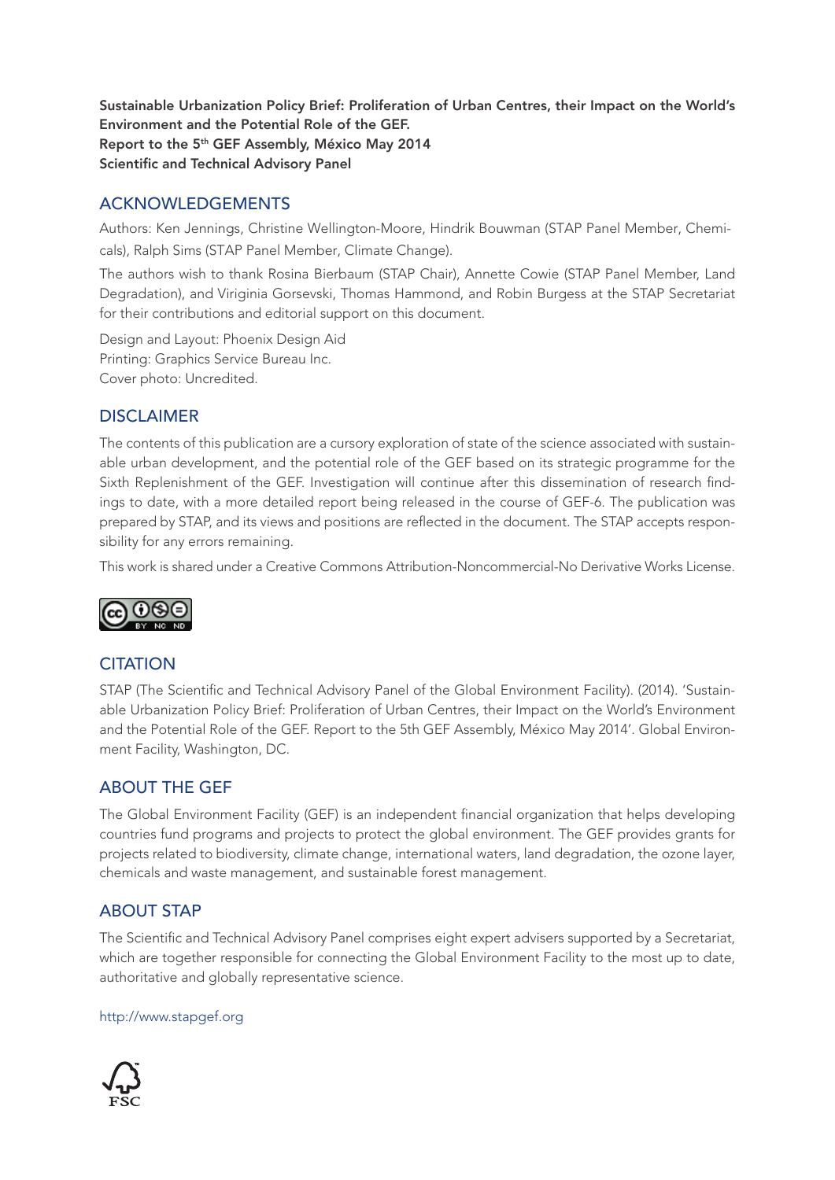**Sustainable Urbanization Policy Brief: Proliferation of Urban Centres, their Impact on the World's Environment and the Potential Role of the GEF.**
**Report to the 5th GEF Assembly, México May 2014**
**Scientific and Technical Advisory Panel**

## ACKNOWLEDGEMENTS

Authors: Ken Jennings, Christine Wellington-Moore, Hindrik Bouwman (STAP Panel Member, Chemicals), Ralph Sims (STAP Panel Member, Climate Change).

The authors wish to thank Rosina Bierbaum (STAP Chair), Annette Cowie (STAP Panel Member, Land Degradation), and Viriginia Gorsevski, Thomas Hammond, and Robin Burgess at the STAP Secretariat for their contributions and editorial support on this document.

Design and Layout: Phoenix Design Aid
Printing: Graphics Service Bureau Inc.
Cover photo: Uncredited.

## DISCLAIMER

The contents of this publication are a cursory exploration of state of the science associated with sustainable urban development, and the potential role of the GEF based on its strategic programme for the Sixth Replenishment of the GEF. Investigation will continue after this dissemination of research findings to date, with a more detailed report being released in the course of GEF-6. The publication was prepared by STAP, and its views and positions are reflected in the document. The STAP accepts responsibility for any errors remaining.

This work is shared under a Creative Commons Attribution-Noncommercial-No Derivative Works License.

## CITATION

STAP (The Scientific and Technical Advisory Panel of the Global Environment Facility). (2014). 'Sustainable Urbanization Policy Brief: Proliferation of Urban Centres, their Impact on the World's Environment and the Potential Role of the GEF. Report to the 5th GEF Assembly, México May 2014'. Global Environment Facility, Washington, DC.

## ABOUT THE GEF

The Global Environment Facility (GEF) is an independent financial organization that helps developing countries fund programs and projects to protect the global environment. The GEF provides grants for projects related to biodiversity, climate change, international waters, land degradation, the ozone layer, chemicals and waste management, and sustainable forest management.

## ABOUT STAP

The Scientific and Technical Advisory Panel comprises eight expert advisers supported by a Secretariat, which are together responsible for connecting the Global Environment Facility to the most up to date, authoritative and globally representative science.

http://www.stapgef.org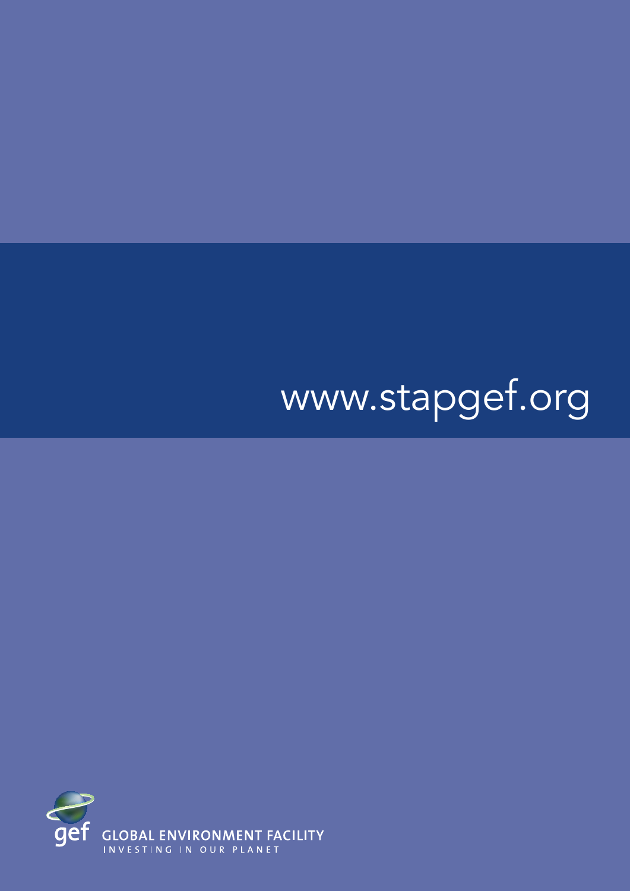www.stapgef.org

GLOBAL ENVIRONMENT FACILITY

INVESTING IN OUR PLANET